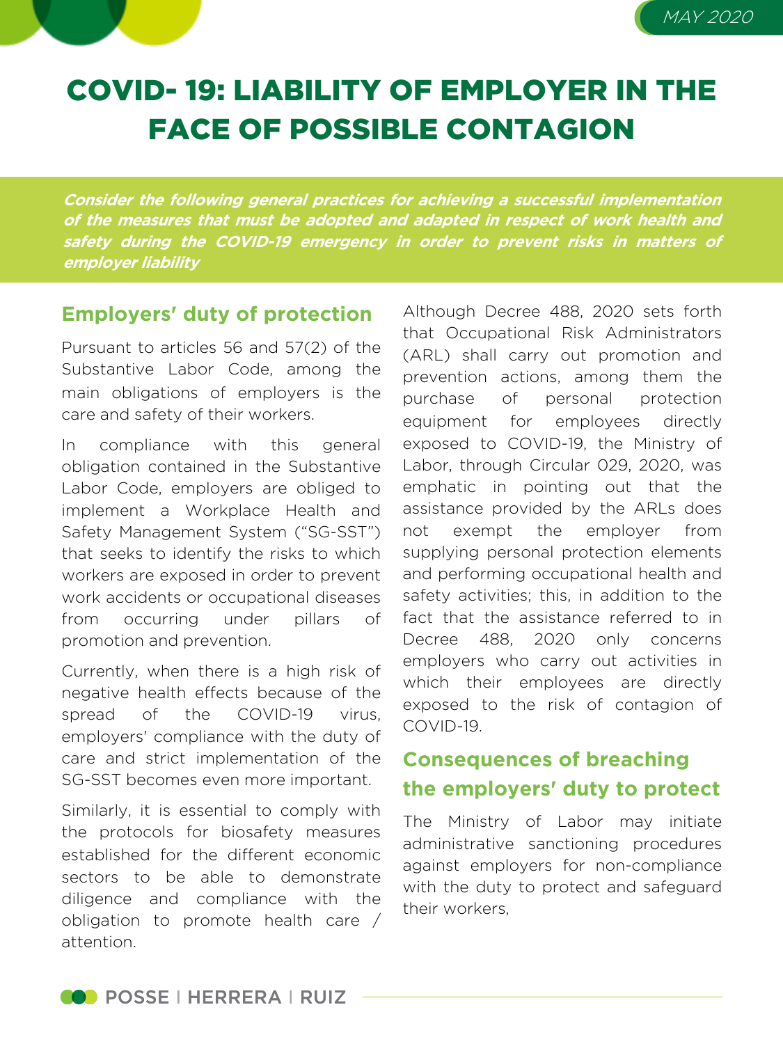# COVID- 19: LIABILITY OF EMPLOYER IN THE FACE OF POSSIBLE CONTAGION

***Consider the following general practices for achieving a successful implementation of the measures that must be adopted and adapted in respect of work health and safety during the COVID-19 emergency in order to prevent risks in matters of employer liability***

## Employers' duty of protection

Pursuant to articles 56 and 57(2) of the Substantive Labor Code, among the main obligations of employers is the care and safety of their workers.

In compliance with this general obligation contained in the Substantive Labor Code, employers are obliged to implement a Workplace Health and Safety Management System ("SG-SST") that seeks to identify the risks to which workers are exposed in order to prevent work accidents or occupational diseases from occurring under pillars of promotion and prevention.

Currently, when there is a high risk of negative health effects because of the spread of the COVID-19 virus, employers' compliance with the duty of care and strict implementation of the SG-SST becomes even more important.

Similarly, it is essential to comply with the protocols for biosafety measures established for the different economic sectors to be able to demonstrate diligence and compliance with the obligation to promote health care / attention.

Although Decree 488, 2020 sets forth that Occupational Risk Administrators (ARL) shall carry out promotion and prevention actions, among them the purchase of personal protection equipment for employees directly exposed to COVID-19, the Ministry of Labor, through Circular 029, 2020, was emphatic in pointing out that the assistance provided by the ARLs does not exempt the employer from supplying personal protection elements and performing occupational health and safety activities; this, in addition to the fact that the assistance referred to in Decree 488, 2020 only concerns employers who carry out activities in which their employees are directly exposed to the risk of contagion of COVID-19.

## Consequences of breaching the employers' duty to protect

The Ministry of Labor may initiate administrative sanctioning procedures against employers for non-compliance with the duty to protect and safeguard their workers,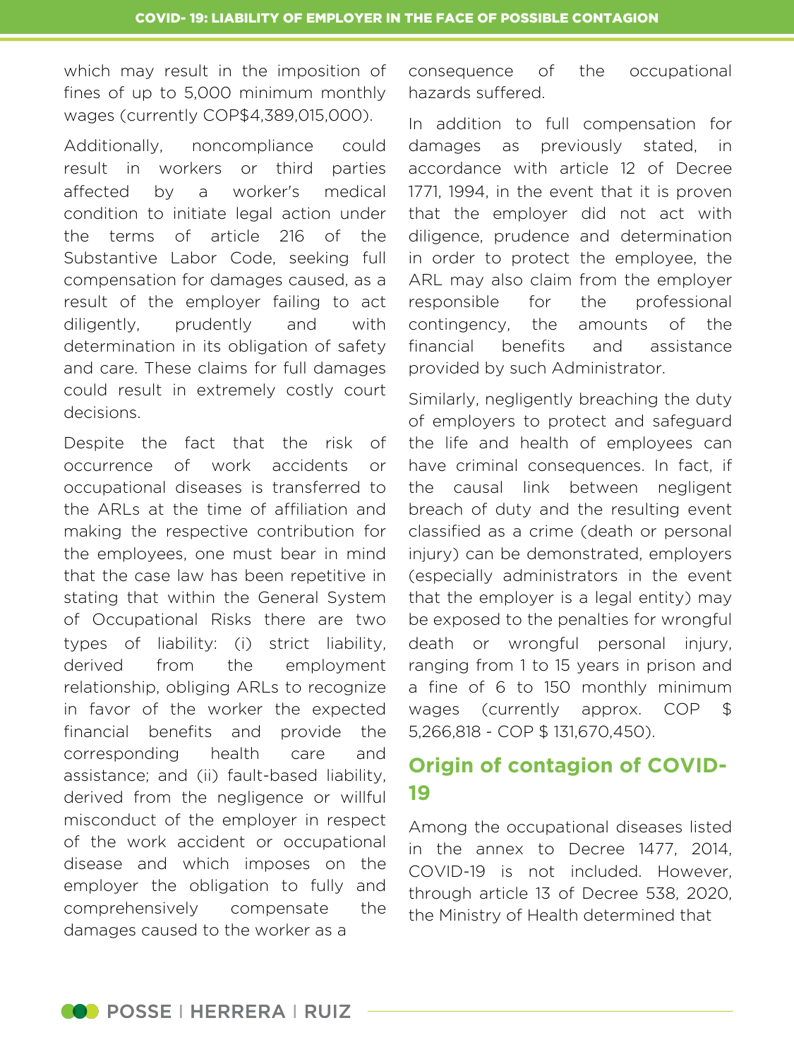which may result in the imposition of fines of up to 5,000 minimum monthly wages (currently COP$4,389,015,000).

Additionally, noncompliance could result in workers or third parties affected by a worker's medical condition to initiate legal action under the terms of article 216 of the Substantive Labor Code, seeking full compensation for damages caused, as a result of the employer failing to act diligently, prudently and with determination in its obligation of safety and care. These claims for full damages could result in extremely costly court decisions.

Despite the fact that the risk of occurrence of work accidents or occupational diseases is transferred to the ARLs at the time of affiliation and making the respective contribution for the employees, one must bear in mind that the case law has been repetitive in stating that within the General System of Occupational Risks there are two types of liability: (i) strict liability, derived from the employment relationship, obliging ARLs to recognize in favor of the worker the expected financial benefits and provide the corresponding health care and assistance; and (ii) fault-based liability, derived from the negligence or willful misconduct of the employer in respect of the work accident or occupational disease and which imposes on the employer the obligation to fully and comprehensively compensate the damages caused to the worker as a consequence of the occupational hazards suffered.

In addition to full compensation for damages as previously stated, in accordance with article 12 of Decree 1771, 1994, in the event that it is proven that the employer did not act with diligence, prudence and determination in order to protect the employee, the ARL may also claim from the employer responsible for the professional contingency, the amounts of the financial benefits and assistance provided by such Administrator.

Similarly, negligently breaching the duty of employers to protect and safeguard the life and health of employees can have criminal consequences. In fact, if the causal link between negligent breach of duty and the resulting event classified as a crime (death or personal injury) can be demonstrated, employers (especially administrators in the event that the employer is a legal entity) may be exposed to the penalties for wrongful death or wrongful personal injury, ranging from 1 to 15 years in prison and a fine of 6 to 150 monthly minimum wages (currently approx. COP $ 5,266,818 - COP $ 131,670,450).

## Origin of contagion of COVID-19

Among the occupational diseases listed in the annex to Decree 1477, 2014, COVID-19 is not included. However, through article 13 of Decree 538, 2020, the Ministry of Health determined that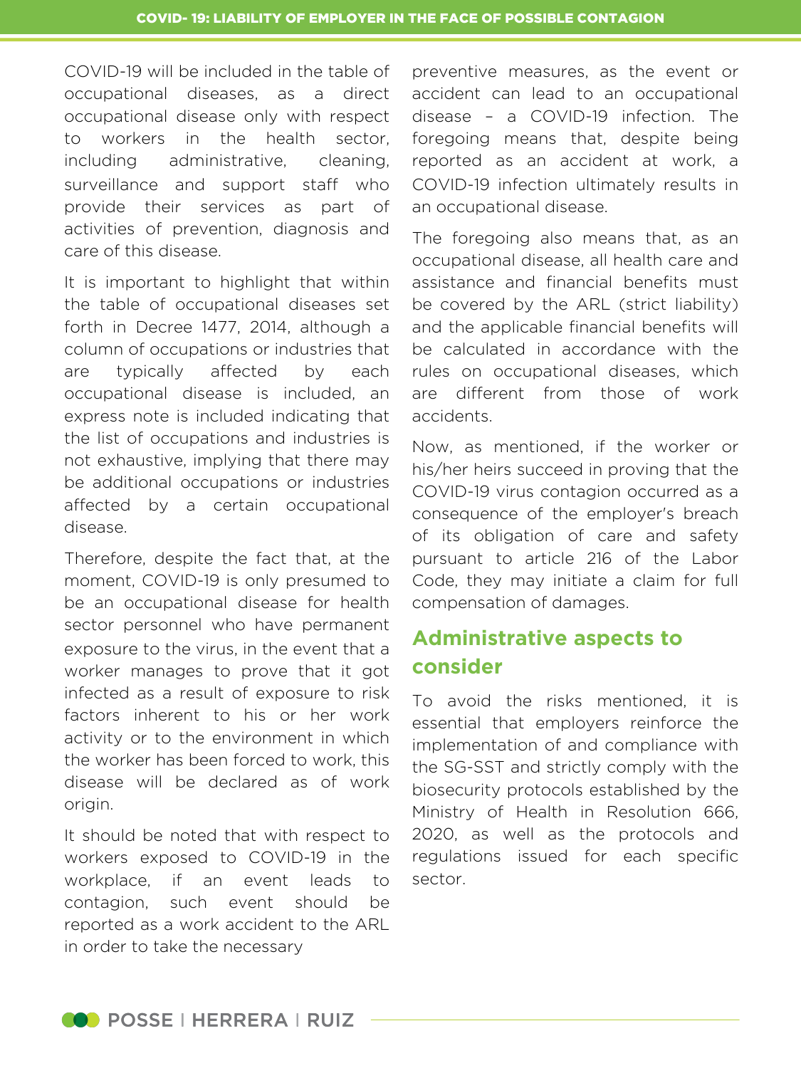COVID-19 will be included in the table of occupational diseases, as a direct occupational disease only with respect to workers in the health sector, including administrative, cleaning, surveillance and support staff who provide their services as part of activities of prevention, diagnosis and care of this disease.

It is important to highlight that within the table of occupational diseases set forth in Decree 1477, 2014, although a column of occupations or industries that are typically affected by each occupational disease is included, an express note is included indicating that the list of occupations and industries is not exhaustive, implying that there may be additional occupations or industries affected by a certain occupational disease.

Therefore, despite the fact that, at the moment, COVID-19 is only presumed to be an occupational disease for health sector personnel who have permanent exposure to the virus, in the event that a worker manages to prove that it got infected as a result of exposure to risk factors inherent to his or her work activity or to the environment in which the worker has been forced to work, this disease will be declared as of work origin.

It should be noted that with respect to workers exposed to COVID-19 in the workplace, if an event leads to contagion, such event should be reported as a work accident to the ARL in order to take the necessary preventive measures, as the event or accident can lead to an occupational disease – a COVID-19 infection. The foregoing means that, despite being reported as an accident at work, a COVID-19 infection ultimately results in an occupational disease.

The foregoing also means that, as an occupational disease, all health care and assistance and financial benefits must be covered by the ARL (strict liability) and the applicable financial benefits will be calculated in accordance with the rules on occupational diseases, which are different from those of work accidents.

Now, as mentioned, if the worker or his/her heirs succeed in proving that the COVID-19 virus contagion occurred as a consequence of the employer's breach of its obligation of care and safety pursuant to article 216 of the Labor Code, they may initiate a claim for full compensation of damages.

## Administrative aspects to consider

To avoid the risks mentioned, it is essential that employers reinforce the implementation of and compliance with the SG-SST and strictly comply with the biosecurity protocols established by the Ministry of Health in Resolution 666, 2020, as well as the protocols and regulations issued for each specific sector.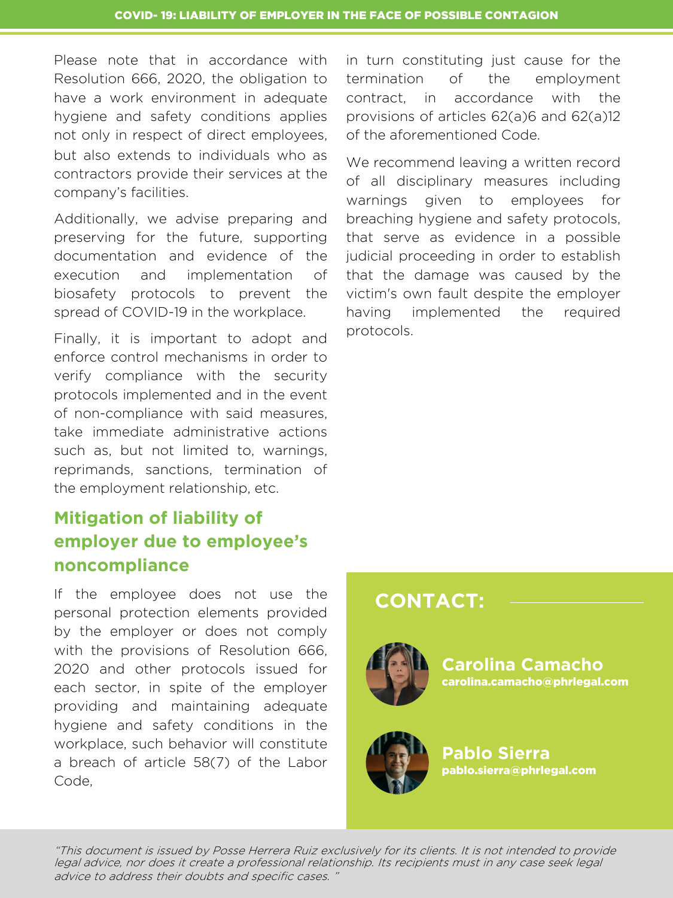Please note that in accordance with Resolution 666, 2020, the obligation to have a work environment in adequate hygiene and safety conditions applies not only in respect of direct employees, but also extends to individuals who as contractors provide their services at the company's facilities.

Additionally, we advise preparing and preserving for the future, supporting documentation and evidence of the execution and implementation of biosafety protocols to prevent the spread of COVID-19 in the workplace.

Finally, it is important to adopt and enforce control mechanisms in order to verify compliance with the security protocols implemented and in the event of non-compliance with said measures, take immediate administrative actions such as, but not limited to, warnings, reprimands, sanctions, termination of the employment relationship, etc.

## Mitigation of liability of employer due to employee's noncompliance

If the employee does not use the personal protection elements provided by the employer or does not comply with the provisions of Resolution 666, 2020 and other protocols issued for each sector, in spite of the employer providing and maintaining adequate hygiene and safety conditions in the workplace, such behavior will constitute a breach of article 58(7) of the Labor Code, in turn constituting just cause for the termination of the employment contract, in accordance with the provisions of articles 62(a)6 and 62(a)12 of the aforementioned Code.

We recommend leaving a written record of all disciplinary measures including warnings given to employees for breaching hygiene and safety protocols, that serve as evidence in a possible judicial proceeding in order to establish that the damage was caused by the victim's own fault despite the employer having implemented the required protocols.

## CONTACT:

**Carolina Camacho**
**carolina.camacho@phrlegal.com**

**Pablo Sierra**
**pablo.sierra@phrlegal.com**

*"This document is issued by Posse Herrera Ruiz exclusively for its clients. It is not intended to provide legal advice, nor does it create a professional relationship. Its recipients must in any case seek legal advice to address their doubts and specific cases. "*